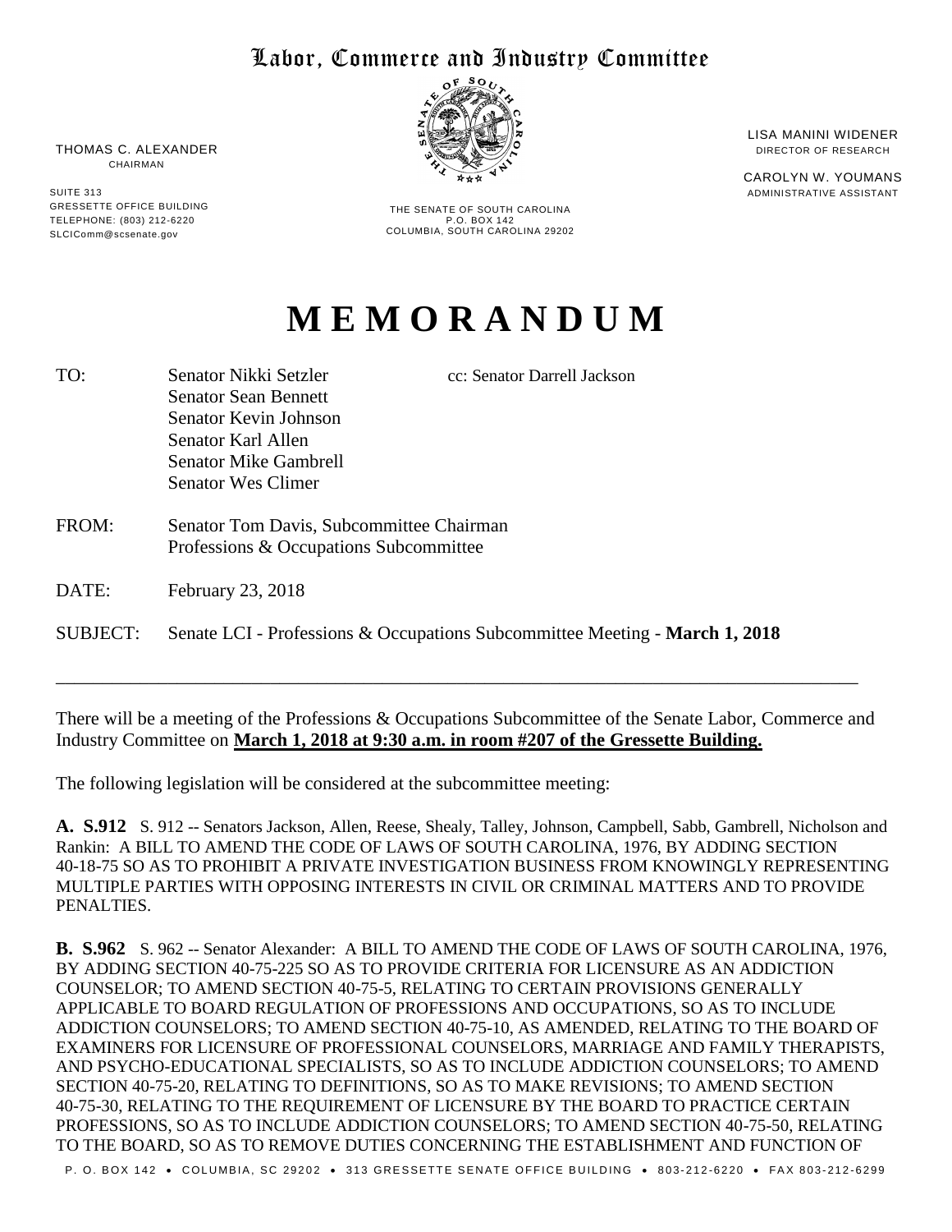# Labor, Commerce and Industry Committee

THOMAS C. ALEXANDER
CHAIRMAN

SUITE 313
GRESSETTE OFFICE BUILDING
TELEPHONE: (803) 212-6220
SLCIComm@scsenate.gov

THE SENATE OF SOUTH CAROLINA
P.O. BOX 142
COLUMBIA, SOUTH CAROLINA 29202

LISA MANINI WIDENER
DIRECTOR OF RESEARCH

CAROLYN W. YOUMANS
ADMINISTRATIVE ASSISTANT

# MEMORANDUM

TO: Senator Nikki Setzler
Senator Sean Bennett
Senator Kevin Johnson
Senator Karl Allen
Senator Mike Gambrell
Senator Wes Climer

cc: Senator Darrell Jackson

FROM: Senator Tom Davis, Subcommittee Chairman
Professions & Occupations Subcommittee

DATE: February 23, 2018

SUBJECT: Senate LCI - Professions & Occupations Subcommittee Meeting - **March 1, 2018**

---

There will be a meeting of the Professions & Occupations Subcommittee of the Senate Labor, Commerce and Industry Committee on **March 1, 2018 at 9:30 a.m. in room #207 of the Gressette Building.**

The following legislation will be considered at the subcommittee meeting:

**A. S.912** S. 912 -- Senators Jackson, Allen, Reese, Shealy, Talley, Johnson, Campbell, Sabb, Gambrell, Nicholson and Rankin: A BILL TO AMEND THE CODE OF LAWS OF SOUTH CAROLINA, 1976, BY ADDING SECTION 40-18-75 SO AS TO PROHIBIT A PRIVATE INVESTIGATION BUSINESS FROM KNOWINGLY REPRESENTING MULTIPLE PARTIES WITH OPPOSING INTERESTS IN CIVIL OR CRIMINAL MATTERS AND TO PROVIDE PENALTIES.

**B. S.962** S. 962 -- Senator Alexander: A BILL TO AMEND THE CODE OF LAWS OF SOUTH CAROLINA, 1976, BY ADDING SECTION 40-75-225 SO AS TO PROVIDE CRITERIA FOR LICENSURE AS AN ADDICTION COUNSELOR; TO AMEND SECTION 40-75-5, RELATING TO CERTAIN PROVISIONS GENERALLY APPLICABLE TO BOARD REGULATION OF PROFESSIONS AND OCCUPATIONS, SO AS TO INCLUDE ADDICTION COUNSELORS; TO AMEND SECTION 40-75-10, AS AMENDED, RELATING TO THE BOARD OF EXAMINERS FOR LICENSURE OF PROFESSIONAL COUNSELORS, MARRIAGE AND FAMILY THERAPISTS, AND PSYCHO-EDUCATIONAL SPECIALISTS, SO AS TO INCLUDE ADDICTION COUNSELORS; TO AMEND SECTION 40-75-20, RELATING TO DEFINITIONS, SO AS TO MAKE REVISIONS; TO AMEND SECTION 40-75-30, RELATING TO THE REQUIREMENT OF LICENSURE BY THE BOARD TO PRACTICE CERTAIN PROFESSIONS, SO AS TO INCLUDE ADDICTION COUNSELORS; TO AMEND SECTION 40-75-50, RELATING TO THE BOARD, SO AS TO REMOVE DUTIES CONCERNING THE ESTABLISHMENT AND FUNCTION OF

P. O. BOX 142 • COLUMBIA, SC 29202 • 313 GRESSETTE SENATE OFFICE BUILDING • 803-212-6220 • FAX 803-212-6299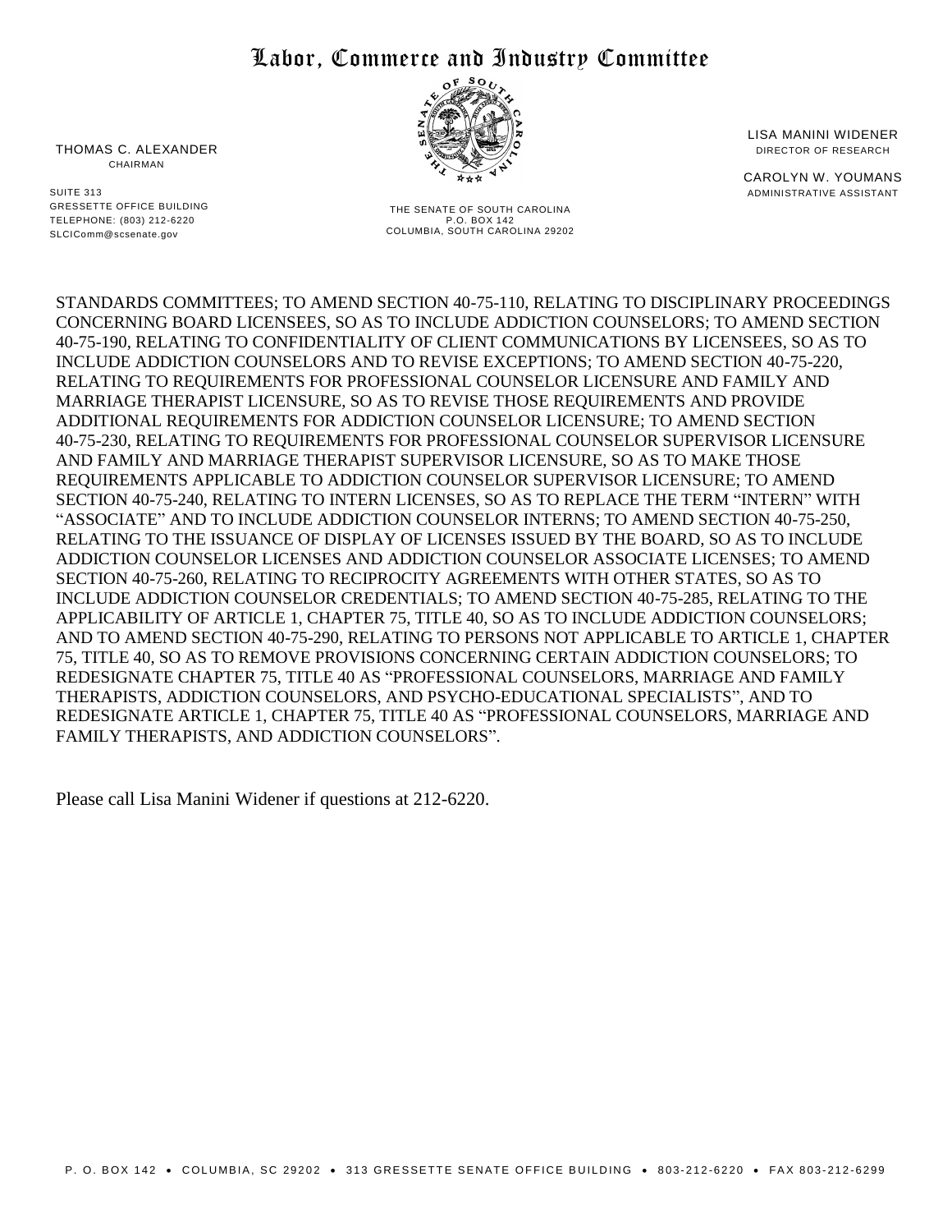# Labor, Commerce and Industry Committee

THOMAS C. ALEXANDER
CHAIRMAN

SUITE 313
GRESSETTE OFFICE BUILDING
TELEPHONE: (803) 212-6220
SLCIComm@scsenate.gov

THE SENATE OF SOUTH CAROLINA
P.O. BOX 142
COLUMBIA, SOUTH CAROLINA 29202

LISA MANINI WIDENER
DIRECTOR OF RESEARCH

CAROLYN W. YOUMANS
ADMINISTRATIVE ASSISTANT

STANDARDS COMMITTEES; TO AMEND SECTION 40-75-110, RELATING TO DISCIPLINARY PROCEEDINGS CONCERNING BOARD LICENSEES, SO AS TO INCLUDE ADDICTION COUNSELORS; TO AMEND SECTION 40-75-190, RELATING TO CONFIDENTIALITY OF CLIENT COMMUNICATIONS BY LICENSEES, SO AS TO INCLUDE ADDICTION COUNSELORS AND TO REVISE EXCEPTIONS; TO AMEND SECTION 40-75-220, RELATING TO REQUIREMENTS FOR PROFESSIONAL COUNSELOR LICENSURE AND FAMILY AND MARRIAGE THERAPIST LICENSURE, SO AS TO REVISE THOSE REQUIREMENTS AND PROVIDE ADDITIONAL REQUIREMENTS FOR ADDICTION COUNSELOR LICENSURE; TO AMEND SECTION 40-75-230, RELATING TO REQUIREMENTS FOR PROFESSIONAL COUNSELOR SUPERVISOR LICENSURE AND FAMILY AND MARRIAGE THERAPIST SUPERVISOR LICENSURE, SO AS TO MAKE THOSE REQUIREMENTS APPLICABLE TO ADDICTION COUNSELOR SUPERVISOR LICENSURE; TO AMEND SECTION 40-75-240, RELATING TO INTERN LICENSES, SO AS TO REPLACE THE TERM "INTERN" WITH "ASSOCIATE" AND TO INCLUDE ADDICTION COUNSELOR INTERNS; TO AMEND SECTION 40-75-250, RELATING TO THE ISSUANCE OF DISPLAY OF LICENSES ISSUED BY THE BOARD, SO AS TO INCLUDE ADDICTION COUNSELOR LICENSES AND ADDICTION COUNSELOR ASSOCIATE LICENSES; TO AMEND SECTION 40-75-260, RELATING TO RECIPROCITY AGREEMENTS WITH OTHER STATES, SO AS TO INCLUDE ADDICTION COUNSELOR CREDENTIALS; TO AMEND SECTION 40-75-285, RELATING TO THE APPLICABILITY OF ARTICLE 1, CHAPTER 75, TITLE 40, SO AS TO INCLUDE ADDICTION COUNSELORS; AND TO AMEND SECTION 40-75-290, RELATING TO PERSONS NOT APPLICABLE TO ARTICLE 1, CHAPTER 75, TITLE 40, SO AS TO REMOVE PROVISIONS CONCERNING CERTAIN ADDICTION COUNSELORS; TO REDESIGNATE CHAPTER 75, TITLE 40 AS "PROFESSIONAL COUNSELORS, MARRIAGE AND FAMILY THERAPISTS, ADDICTION COUNSELORS, AND PSYCHO-EDUCATIONAL SPECIALISTS", AND TO REDESIGNATE ARTICLE 1, CHAPTER 75, TITLE 40 AS "PROFESSIONAL COUNSELORS, MARRIAGE AND FAMILY THERAPISTS, AND ADDICTION COUNSELORS".

Please call Lisa Manini Widener if questions at 212-6220.

P. O. BOX 142 • COLUMBIA, SC 29202 • 313 GRESSETTE SENATE OFFICE BUILDING • 803-212-6220 • FAX 803-212-6299